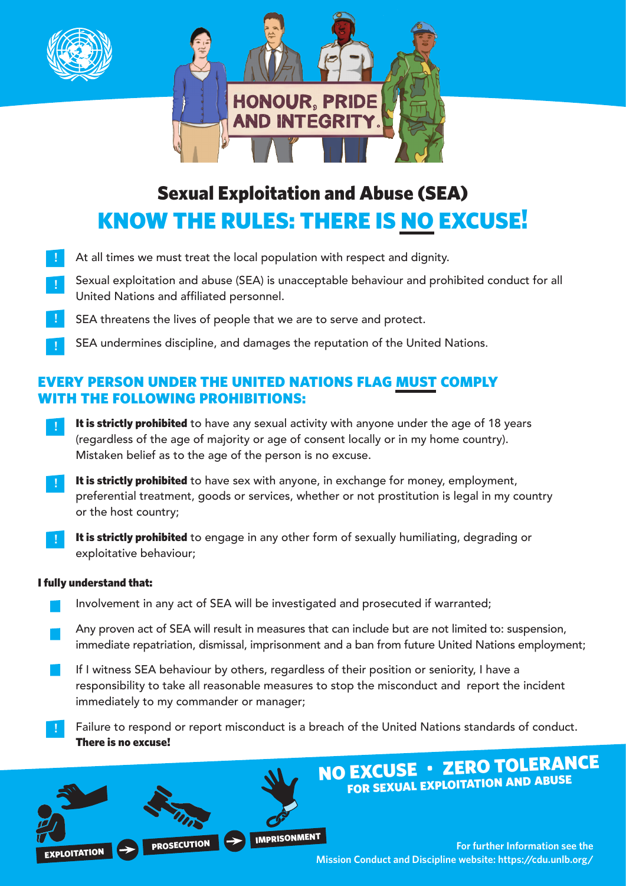HONOUR, PRIDE AND INTEGRITY.

# Sexual Exploitation and Abuse (SEA)

## KNOW THE RULES: THERE IS NO EXCUSE!

- At all times we must treat the local population with respect and dignity.
- Sexual exploitation and abuse (SEA) is unacceptable behaviour and prohibited conduct for all United Nations and affiliated personnel.
- SEA threatens the lives of people that we are to serve and protect.
- SEA undermines discipline, and damages the reputation of the United Nations.

## EVERY PERSON UNDER THE UNITED NATIONS FLAG MUST COMPLY WITH THE FOLLOWING PROHIBITIONS:

- **It is strictly prohibited** to have any sexual activity with anyone under the age of 18 years (regardless of the age of majority or age of consent locally or in my home country). Mistaken belief as to the age of the person is no excuse.
- **It is strictly prohibited** to have sex with anyone, in exchange for money, employment, preferential treatment, goods or services, whether or not prostitution is legal in my country or the host country;
- **It is strictly prohibited** to engage in any other form of sexually humiliating, degrading or exploitative behaviour;

**I fully understand that:**

- Involvement in any act of SEA will be investigated and prosecuted if warranted;
- Any proven act of SEA will result in measures that can include but are not limited to: suspension, immediate repatriation, dismissal, imprisonment and a ban from future United Nations employment;
- If I witness SEA behaviour by others, regardless of their position or seniority, I have a responsibility to take all reasonable measures to stop the misconduct and report the incident immediately to my commander or manager;
- Failure to respond or report misconduct is a breach of the United Nations standards of conduct. **There is no excuse!**

EXPLOITATION → PROSECUTION → IMPRISONMENT

## NO EXCUSE • ZERO TOLERANCE

**FOR SEXUAL EXPLOITATION AND ABUSE**

**For further Information see the Mission Conduct and Discipline website: https://cdu.unlb.org/**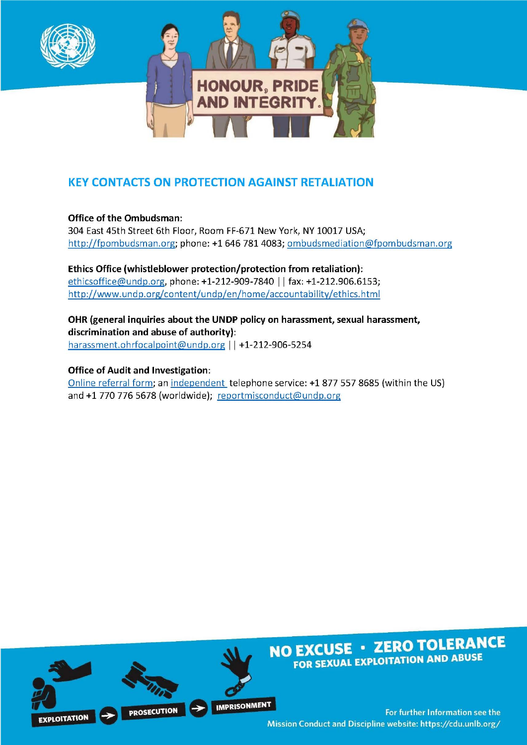HONOUR, PRIDE AND INTEGRITY.

## KEY CONTACTS ON PROTECTION AGAINST RETALIATION

**Office of the Ombudsman**:
304 East 45th Street 6th Floor, Room FF-671 New York, NY 10017 USA;
http://fpombudsman.org; phone: +1 646 781 4083; ombudsmediation@fpombudsman.org

**Ethics Office (whistleblower protection/protection from retaliation)**:
ethicsoffice@undp.org, phone: +1-212-909-7840 || fax: +1-212.906.6153;
http://www.undp.org/content/undp/en/home/accountability/ethics.html

**OHR (general inquiries about the UNDP policy on harassment, sexual harassment, discrimination and abuse of authority)**:
harassment.ohrfocalpoint@undp.org || +1-212-906-5254

**Office of Audit and Investigation**:
Online referral form; an independent telephone service: +1 877 557 8685 (within the US) and +1 770 776 5678 (worldwide); reportmisconduct@undp.org

EXPLOITATION → PROSECUTION → IMPRISONMENT

**NO EXCUSE • ZERO TOLERANCE**
**FOR SEXUAL EXPLOITATION AND ABUSE**

For further Information see the Mission Conduct and Discipline website: https://cdu.unlb.org/